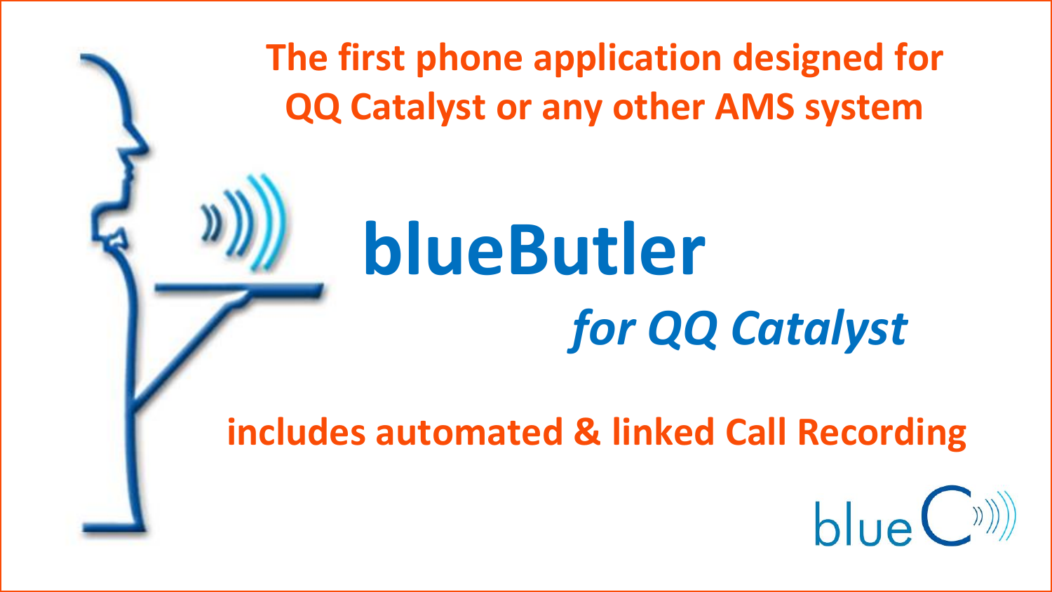The first phone application designed for QQ Catalyst or any other AMS system

# blueButler

## *for QQ Catalyst*

**includes automated & linked Call Recording**

blue C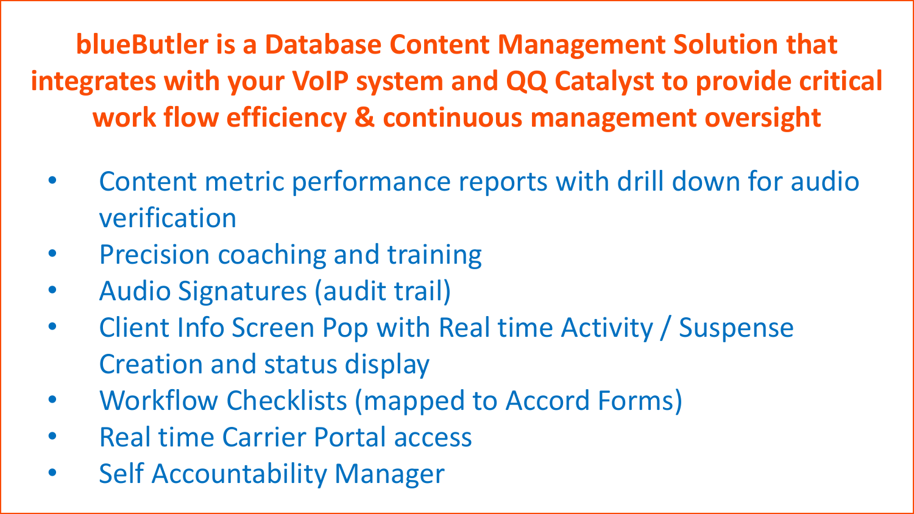**blueButler is a Database Content Management Solution that integrates with your VoIP system and QQ Catalyst to provide critical work flow efficiency & continuous management oversight**

- Content metric performance reports with drill down for audio verification
- Precision coaching and training
- Audio Signatures (audit trail)
- Client Info Screen Pop with Real time Activity / Suspense Creation and status display
- Workflow Checklists (mapped to Accord Forms)
- Real time Carrier Portal access
- Self Accountability Manager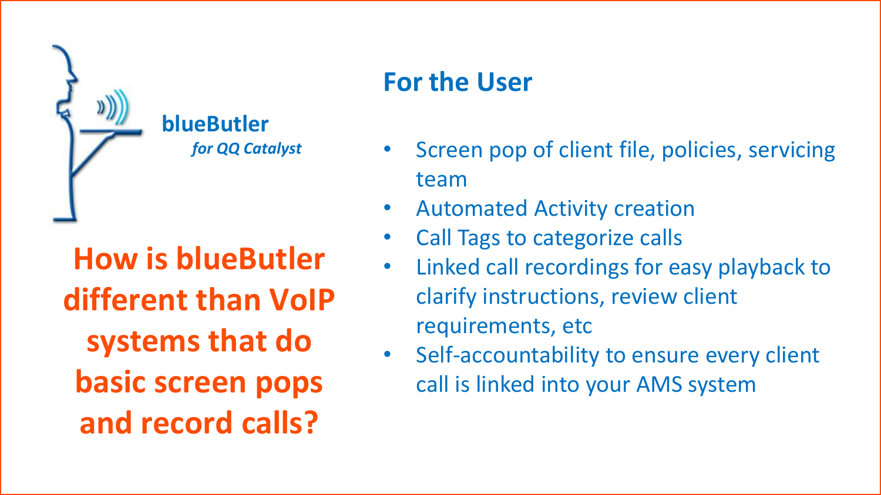**blueButler**
*for QQ Catalyst*

## How is blueButler different than VoIP systems that do basic screen pops and record calls?

## For the User

- Screen pop of client file, policies, servicing team
- Automated Activity creation
- Call Tags to categorize calls
- Linked call recordings for easy playback to clarify instructions, review client requirements, etc
- Self-accountability to ensure every client call is linked into your AMS system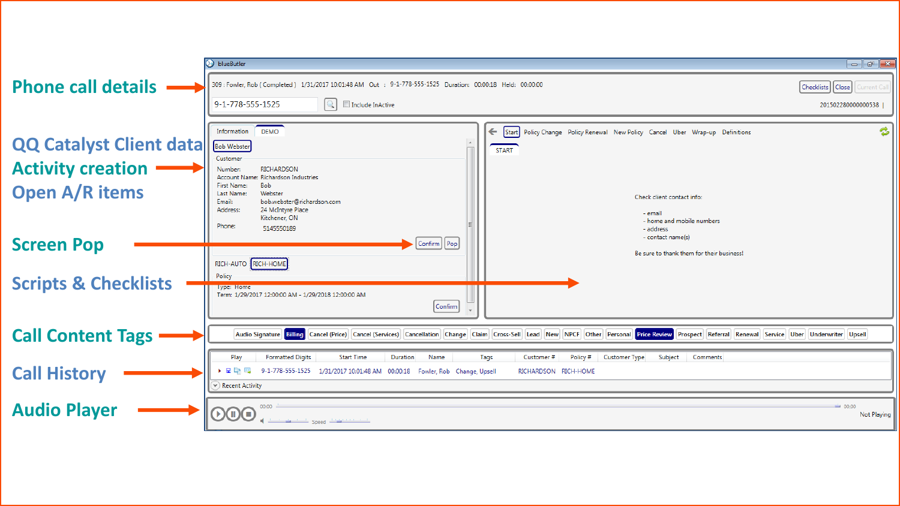- Phone call details
- QQ Catalyst Client data
- Activity creation
- Open A/R items
- Screen Pop
- Scripts & Checklists
- Call Content Tags
- Call History
- Audio Player

blueButler

309 : Fowler, Rob ( Completed ) 1/31/2017 10:01:48 AM Out : 9-1-778-555-1525 Duration: 00:00:18 Held: 00:00:00

Checklists | Close | Current Call

9-1-778-555-1525 | Include InActive | 201502280000000538

Information | DEMO

Bob Webster

Customer

Number: RICHARDSON
Account Name: Richardson Industries
First Name: Bob
Last Name: Webster
Email: bob.webster@richardson.com
Address: 24 McIntyre Place
Kitchener, ON
Phone: 5145550189

Confirm | Pop

RICH-AUTO | RICH-HOME

Policy

Type: Home
Term: 1/29/2017 12:00:00 AM - 1/29/2018 12:00:00 AM

Confirm

Start | Policy Change | Policy Renewal | New Policy | Cancel | Uber | Wrap-up | Definitions

START

Check client contact info:

- email
- home and mobile numbers
- address
- contact name(s)

Be sure to thank them for their business!

Audio Signature | Billing | Cancel (Price) | Cancel (Services) | Cancellation | Change | Claim | Cross-Sell | Lead | New | NPCF | Other | Personal | Price Review | Prospect | Referral | Renewal | Service | Uber | Underwriter | Upsell

| Play | Formatted Digits | Start Time | Duration | Name | Tags | Customer # | Policy # | Customer Type | Subject | Comments |
|---|---|---|---|---|---|---|---|---|---|---|
| | 9-1-778-555-1525 | 1/31/2017 10:01:48 AM | 00:00:18 | Fowler, Rob | Change, Upsell | RICHARDSON | RICH-HOME | | | |

Recent Activity

00:00 | 00:00 | Speed | Not Playing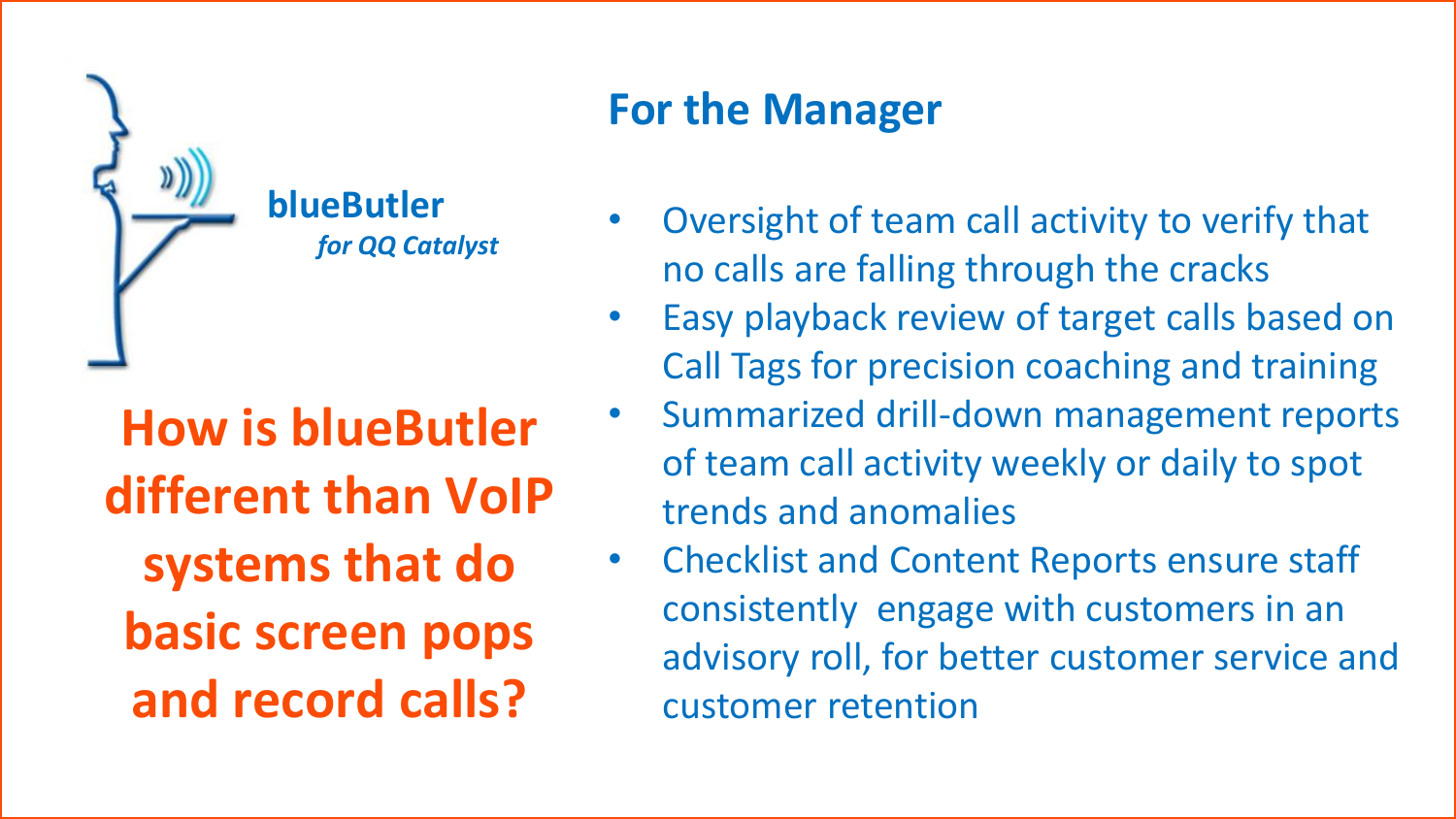**blueButler**
*for QQ Catalyst*

## How is blueButler different than VoIP systems that do basic screen pops and record calls?

## For the Manager

- Oversight of team call activity to verify that no calls are falling through the cracks
- Easy playback review of target calls based on Call Tags for precision coaching and training
- Summarized drill-down management reports of team call activity weekly or daily to spot trends and anomalies
- Checklist and Content Reports ensure staff consistently engage with customers in an advisory roll, for better customer service and customer retention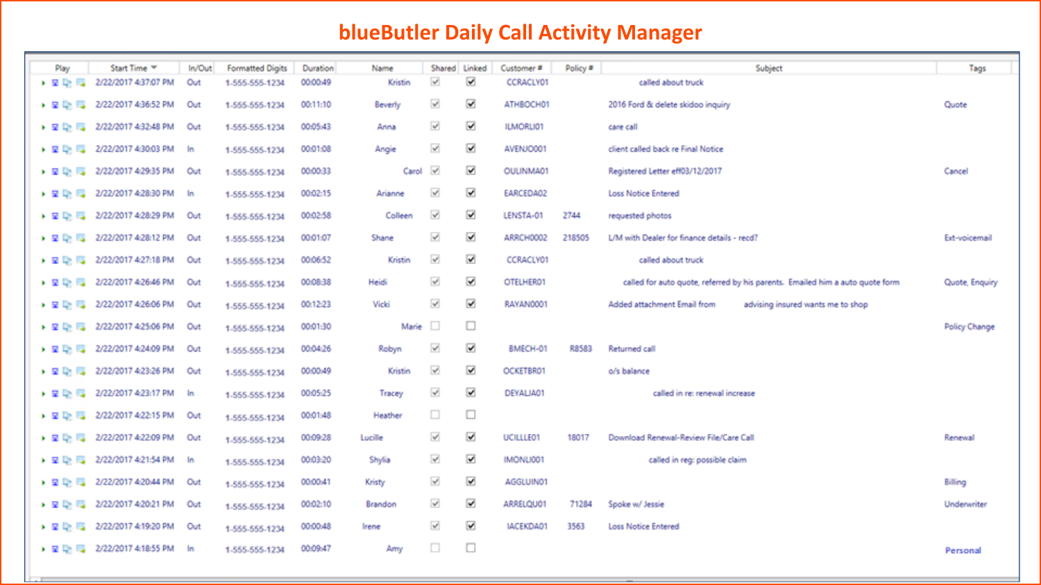# blueButler Daily Call Activity Manager

| Play | Start Time | In/Out | Formatted Digits | Duration | Name | Shared | Linked | Customer # | Policy # | Subject | Tags |
|---|---|---|---|---|---|---|---|---|---|---|---|
| | 2/22/2017 4:37:07 PM | Out | 1-555-555-1234 | 00:00:49 | Kristin | ☑ | ☑ | CCRACLY01 | | called about truck | |
| | 2/22/2017 4:36:52 PM | Out | 1-555-555-1234 | 00:11:10 | Beverly | ☑ | ☑ | ATHBOCH01 | | 2016 Ford & delete skidoo inquiry | Quote |
| | 2/22/2017 4:32:48 PM | Out | 1-555-555-1234 | 00:05:43 | Anna | ☑ | ☑ | ILMORLI01 | | care call | |
| | 2/22/2017 4:30:03 PM | In | 1-555-555-1234 | 00:01:08 | Angie | ☑ | ☑ | AVENJO001 | | client called back re Final Notice | |
| | 2/22/2017 4:29:35 PM | Out | 1-555-555-1234 | 00:00:33 | Carol | ☑ | ☑ | OULINMA01 | | Registered Letter eff03/12/2017 | Cancel |
| | 2/22/2017 4:28:30 PM | In | 1-555-555-1234 | 00:02:15 | Arianne | ☑ | ☑ | EARCEDA02 | | Loss Notice Entered | |
| | 2/22/2017 4:28:29 PM | Out | 1-555-555-1234 | 00:02:58 | Colleen | ☑ | ☑ | LENSTA-01 | 2744 | requested photos | |
| | 2/22/2017 4:28:12 PM | Out | 1-555-555-1234 | 00:01:07 | Shane | ☑ | ☑ | ARRCH0002 | 218505 | L/M with Dealer for finance details - recd? | Ext-voicemail |
| | 2/22/2017 4:27:18 PM | Out | 1-555-555-1234 | 00:06:52 | Kristin | ☑ | ☑ | CCRACLY01 | | called about truck | |
| | 2/22/2017 4:26:46 PM | Out | 1-555-555-1234 | 00:08:38 | Heidi | ☑ | ☑ | OTELHER01 | | called for auto quote, referred by his parents. Emailed him a auto quote form | Quote, Enquiry |
| | 2/22/2017 4:26:06 PM | Out | 1-555-555-1234 | 00:12:23 | Vicki | ☑ | ☑ | RAYAN0001 | | Added attachment Email from advising insured wants me to shop | |
| | 2/22/2017 4:25:06 PM | Out | 1-555-555-1234 | 00:01:30 | Marie | ☐ | ☐ | | | | Policy Change |
| | 2/22/2017 4:24:09 PM | Out | 1-555-555-1234 | 00:04:26 | Robyn | ☑ | ☑ | BMECH-01 | R8583 | Returned call | |
| | 2/22/2017 4:23:26 PM | Out | 1-555-555-1234 | 00:00:49 | Kristin | ☑ | ☑ | OCKETBR01 | | o/s balance | |
| | 2/22/2017 4:23:17 PM | In | 1-555-555-1234 | 00:05:25 | Tracey | ☑ | ☑ | DEYALIA01 | | called in re: renewal increase | |
| | 2/22/2017 4:22:15 PM | Out | 1-555-555-1234 | 00:01:48 | Heather | ☐ | ☐ | | | | |
| | 2/22/2017 4:22:09 PM | Out | 1-555-555-1234 | 00:09:28 | Lucille | ☑ | ☑ | UCILLLE01 | 18017 | Download Renewal-Review File/Care Call | Renewal |
| | 2/22/2017 4:21:54 PM | In | 1-555-555-1234 | 00:03:20 | Shylia | ☑ | ☑ | IMONLI001 | | called in reg: possible claim | |
| | 2/22/2017 4:20:44 PM | Out | 1-555-555-1234 | 00:00:41 | Kristy | ☑ | ☑ | AGGLUIN01 | | | Billing |
| | 2/22/2017 4:20:21 PM | Out | 1-555-555-1234 | 00:02:10 | Brandon | ☑ | ☑ | ARRELQU01 | 71284 | Spoke w/ Jessie | Underwriter |
| | 2/22/2017 4:19:20 PM | Out | 1-555-555-1234 | 00:00:48 | Irene | ☑ | ☑ | IACEKDA01 | 3563 | Loss Notice Entered | |
| | 2/22/2017 4:18:55 PM | In | 1-555-555-1234 | 00:09:47 | Amy | ☐ | ☐ | | | | Personal |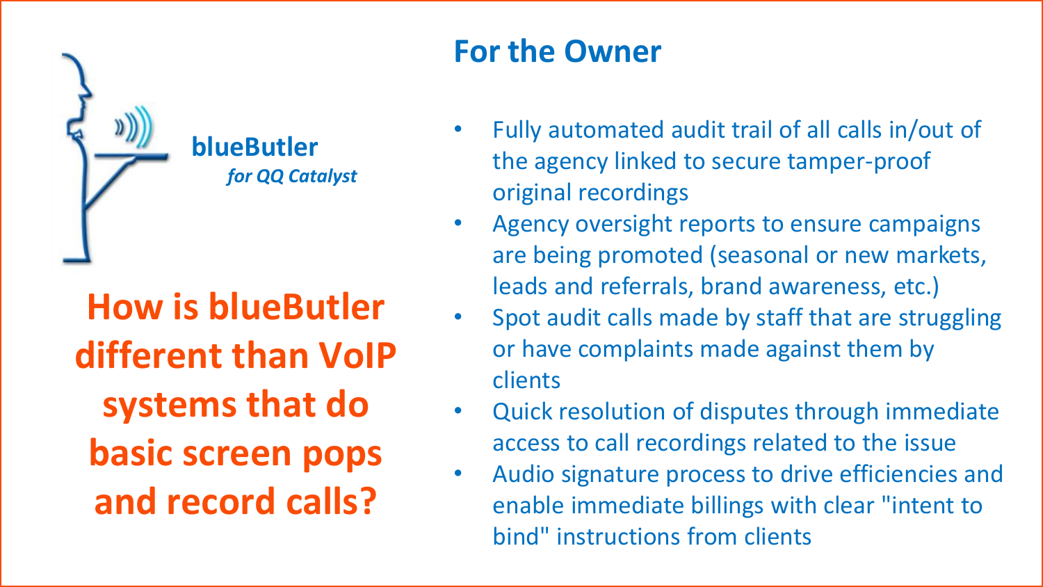**blueButler**
*for QQ Catalyst*

## How is blueButler different than VoIP systems that do basic screen pops and record calls?

## For the Owner

- Fully automated audit trail of all calls in/out of the agency linked to secure tamper-proof original recordings
- Agency oversight reports to ensure campaigns are being promoted (seasonal or new markets, leads and referrals, brand awareness, etc.)
- Spot audit calls made by staff that are struggling or have complaints made against them by clients
- Quick resolution of disputes through immediate access to call recordings related to the issue
- Audio signature process to drive efficiencies and enable immediate billings with clear "intent to bind" instructions from clients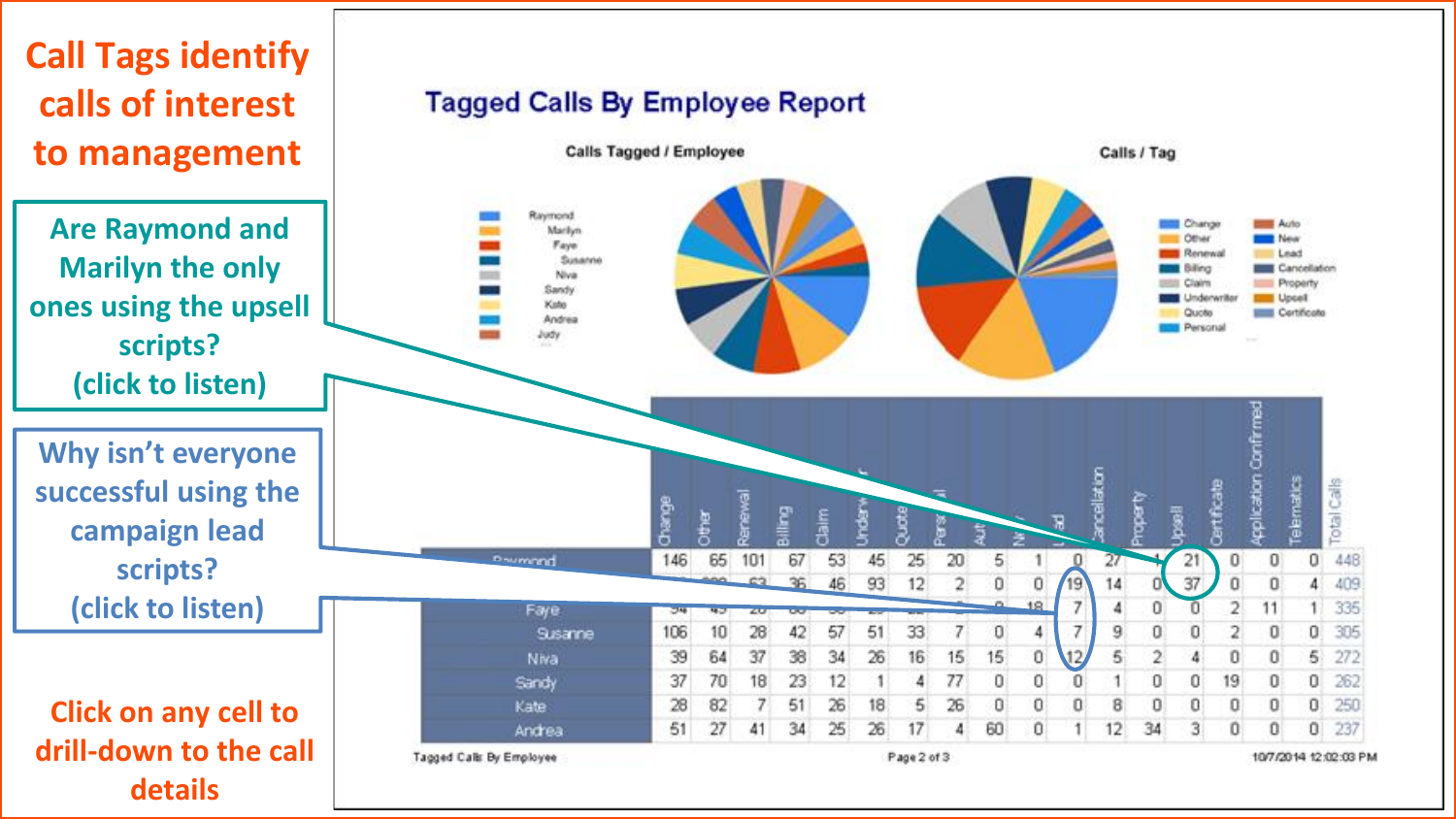# Call Tags identify calls of interest to management

**Are Raymond and Marilyn the only ones using the upsell scripts? (click to listen)**

**Why isn't everyone successful using the campaign lead scripts? (click to listen)**

**Click on any cell to drill-down to the call details**

## Tagged Calls By Employee Report

Calls Tagged / Employee

Raymond, Marilyn, Faye, Susanne, Niva, Sandy, Kate, Andrea, Judy

Calls / Tag

Change, Other, Renewal, Billing, Claim, Underwriter, Quote, Personal, Auto, New, Lead, Cancellation, Property, Upsell, Certificate

| | Change | Other | Renewal | Billing | Claim | Underwriter | Quote | Personal | Auto | New | Lead | Cancellation | Property | Upsell | Certificate | Application Confirmed | Telematics | Total Calls |
|---|---|---|---|---|---|---|---|---|---|---|---|---|---|---|---|---|---|---|
| Raymond | 146 | 65 | 101 | 67 | 53 | 45 | 25 | 20 | 5 | 1 | 0 | 27 | | 21 | 0 | 0 | 0 | 448 |
| | | | 63 | 36 | 46 | 93 | 12 | 2 | 0 | 0 | 19 | 14 | 0 | 37 | 0 | 0 | 4 | 409 |
| Faye | | | | | | | | | | 18 | 7 | 4 | 0 | 0 | 2 | 11 | 1 | 335 |
| Susanne | 106 | 10 | 28 | 42 | 57 | 51 | 33 | 7 | 0 | 4 | 7 | 9 | 0 | 0 | 2 | 0 | 0 | 305 |
| Niva | 39 | 64 | 37 | 38 | 34 | 26 | 16 | 15 | 15 | 0 | 12 | 5 | 2 | 4 | 0 | 0 | 5 | 272 |
| Sandy | 37 | 70 | 18 | 23 | 12 | 1 | 4 | 77 | 0 | 0 | 0 | 1 | 0 | 0 | 19 | 0 | 0 | 262 |
| Kate | 28 | 82 | 7 | 51 | 26 | 18 | 5 | 26 | 0 | 0 | 0 | 8 | 0 | 0 | 0 | 0 | 0 | 250 |
| Andrea | 51 | 27 | 41 | 34 | 25 | 26 | 17 | 4 | 60 | 0 | 1 | 12 | 34 | 3 | 0 | 0 | 0 | 237 |

Tagged Calls By Employee — Page 2 of 3 — 10/7/2014 12:02:03 PM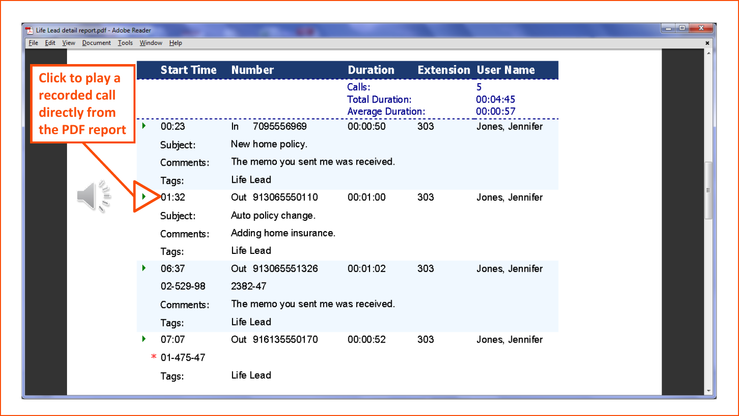Click to play a recorded call directly from the PDF report

| Start Time | Number | Duration | Extension | User Name |
|---|---|---|---|---|
| | | Calls: | | 5 |
| | | Total Duration: | | 00:04:45 |
| | | Average Duration: | | 00:00:57 |
| 00:23 | In 7095556969 | 00:00:50 | 303 | Jones, Jennifer |
| Subject: | New home policy. | | | |
| Comments: | The memo you sent me was received. | | | |
| Tags: | Life Lead | | | |
| 01:32 | Out 913065550110 | 00:01:00 | 303 | Jones, Jennifer |
| Subject: | Auto policy change. | | | |
| Comments: | Adding home insurance. | | | |
| Tags: | Life Lead | | | |
| 06:37 | Out 913065551326 | 00:01:02 | 303 | Jones, Jennifer |
| 02-529-98 | 2382-47 | | | |
| Comments: | The memo you sent me was received. | | | |
| Tags: | Life Lead | | | |
| 07:07 | Out 916135550170 | 00:00:52 | 303 | Jones, Jennifer |
| * 01-475-47 | | | | |
| Tags: | Life Lead | | | |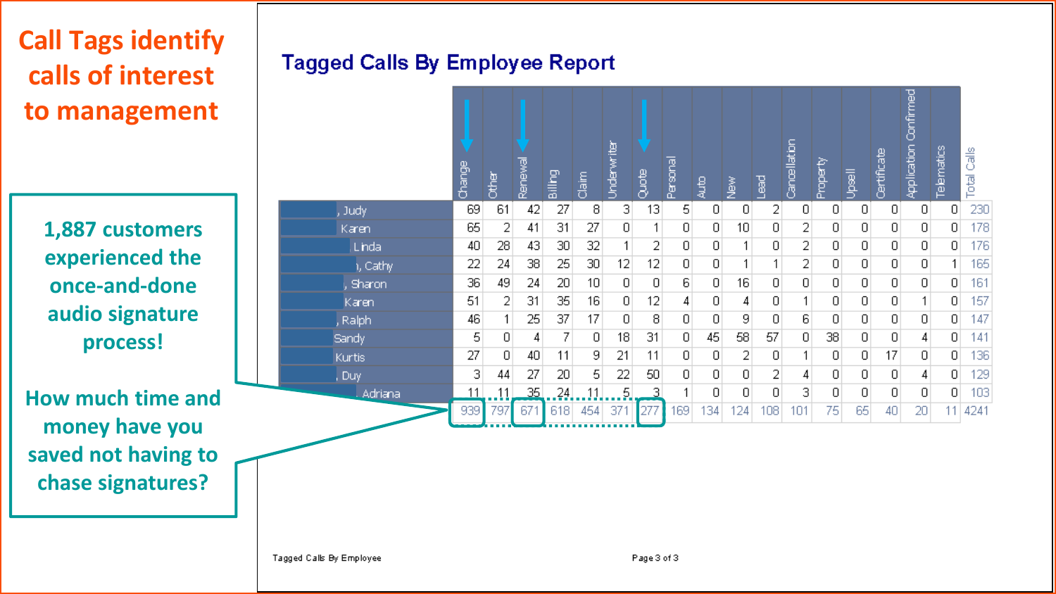# Call Tags identify calls of interest to management

**1,887 customers experienced the once-and-done audio signature process!**

**How much time and money have you saved not having to chase signatures?**

## Tagged Calls By Employee Report

| Employee | Change | Other | Renewal | Billing | Claim | Underwriter | Quote | Personal | Auto | New | Lead | Cancellation | Property | Upsell | Certificate | Application Confirmed | Telematics | Total Calls |
|---|---|---|---|---|---|---|---|---|---|---|---|---|---|---|---|---|---|---|
| , Judy | 69 | 61 | 42 | 27 | 8 | 3 | 13 | 5 | 0 | 0 | 2 | 0 | 0 | 0 | 0 | 0 | 0 | 230 |
| Karen | 65 | 2 | 41 | 31 | 27 | 0 | 1 | 0 | 0 | 10 | 0 | 2 | 0 | 0 | 0 | 0 | 0 | 178 |
| Linda | 40 | 28 | 43 | 30 | 32 | 1 | 2 | 0 | 0 | 1 | 0 | 2 | 0 | 0 | 0 | 0 | 0 | 176 |
| , Cathy | 22 | 24 | 38 | 25 | 30 | 12 | 12 | 0 | 0 | 1 | 1 | 2 | 0 | 0 | 0 | 0 | 1 | 165 |
| , Sharon | 36 | 49 | 24 | 20 | 10 | 0 | 0 | 6 | 0 | 16 | 0 | 0 | 0 | 0 | 0 | 0 | 0 | 161 |
| Karen | 51 | 2 | 31 | 35 | 16 | 0 | 12 | 4 | 0 | 4 | 0 | 1 | 0 | 0 | 0 | 1 | 0 | 157 |
| , Ralph | 46 | 1 | 25 | 37 | 17 | 0 | 8 | 0 | 0 | 9 | 0 | 6 | 0 | 0 | 0 | 0 | 0 | 147 |
| Sandy | 5 | 0 | 4 | 7 | 0 | 18 | 31 | 0 | 45 | 58 | 57 | 0 | 38 | 0 | 0 | 4 | 0 | 141 |
| Kurtis | 27 | 0 | 40 | 11 | 9 | 21 | 11 | 0 | 0 | 2 | 0 | 1 | 0 | 0 | 17 | 0 | 0 | 136 |
| , Duy | 3 | 44 | 27 | 20 | 5 | 22 | 50 | 0 | 0 | 0 | 2 | 4 | 0 | 0 | 0 | 4 | 0 | 129 |
| Adriana | 11 | 11 | 35 | 24 | 11 | 5 | 3 | 1 | 0 | 0 | 0 | 3 | 0 | 0 | 0 | 0 | 0 | 103 |
| | 939 | 797 | 671 | 618 | 454 | 371 | 277 | 169 | 134 | 124 | 108 | 101 | 75 | 65 | 40 | 20 | 11 | 4241 |

Tagged Calls By Employee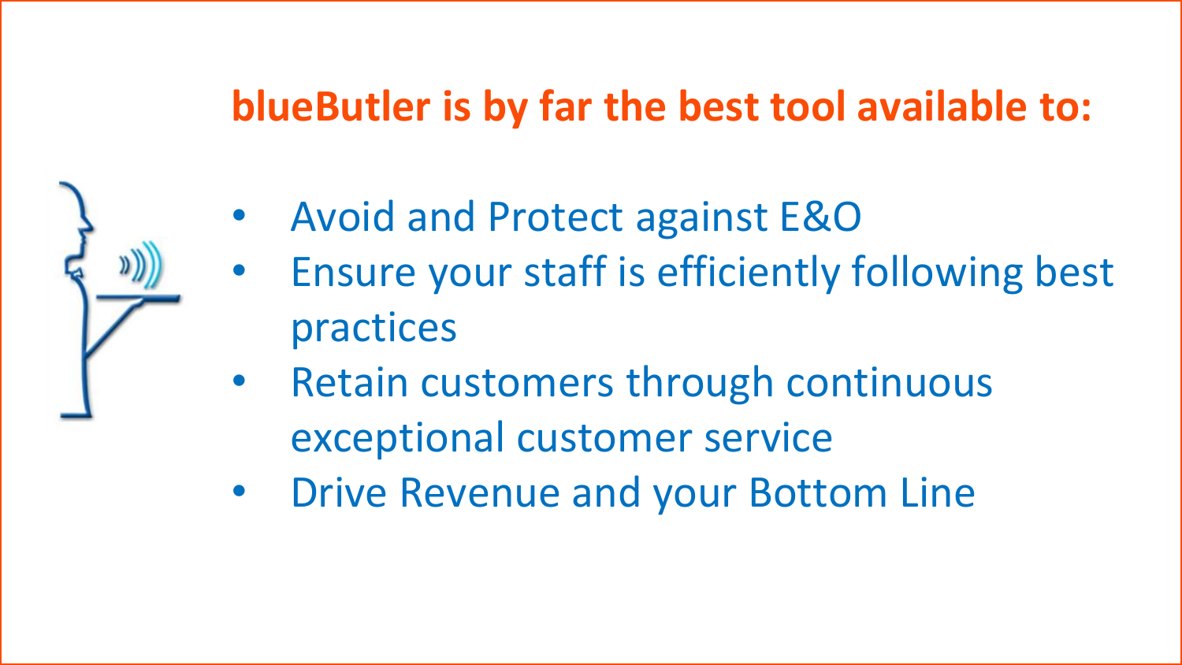## blueButler is by far the best tool available to:

- Avoid and Protect against E&O
- Ensure your staff is efficiently following best practices
- Retain customers through continuous exceptional customer service
- Drive Revenue and your Bottom Line